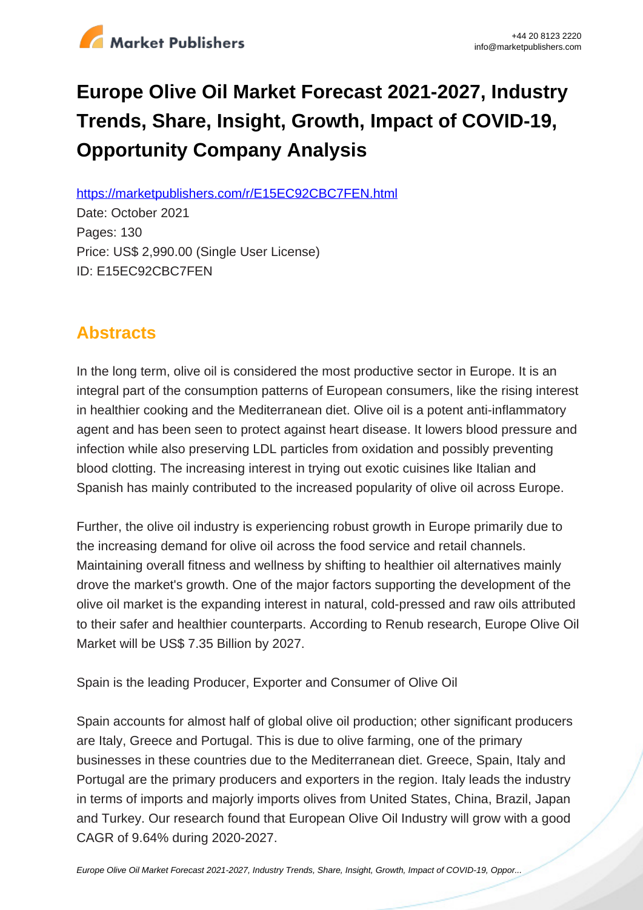# Europe Olive Oil Market Forecast 2021-2027, Industry Trends, Share, Insight, Growth, Impact of COVID-19, Opportunity Company Analysis

https://marketpublishers.com/r/E15EC92CBC7FEN.html

Date: October 2021

Pages: 130

Price: US$ 2,990.00 (Single User License)

ID: E15EC92CBC7FEN

## Abstracts

In the long term, olive oil is considered the most productive sector in Europe. It is an integral part of the consumption patterns of European consumers, like the rising interest in healthier cooking and the Mediterranean diet. Olive oil is a potent anti-inflammatory agent and has been seen to protect against heart disease. It lowers blood pressure and infection while also preserving LDL particles from oxidation and possibly preventing blood clotting. The increasing interest in trying out exotic cuisines like Italian and Spanish has mainly contributed to the increased popularity of olive oil across Europe.

Further, the olive oil industry is experiencing robust growth in Europe primarily due to the increasing demand for olive oil across the food service and retail channels. Maintaining overall fitness and wellness by shifting to healthier oil alternatives mainly drove the market's growth. One of the major factors supporting the development of the olive oil market is the expanding interest in natural, cold-pressed and raw oils attributed to their safer and healthier counterparts. According to Renub research, Europe Olive Oil Market will be US$ 7.35 Billion by 2027.

Spain is the leading Producer, Exporter and Consumer of Olive Oil

Spain accounts for almost half of global olive oil production; other significant producers are Italy, Greece and Portugal. This is due to olive farming, one of the primary businesses in these countries due to the Mediterranean diet. Greece, Spain, Italy and Portugal are the primary producers and exporters in the region. Italy leads the industry in terms of imports and majorly imports olives from United States, China, Brazil, Japan and Turkey. Our research found that European Olive Oil Industry will grow with a good CAGR of 9.64% during 2020-2027.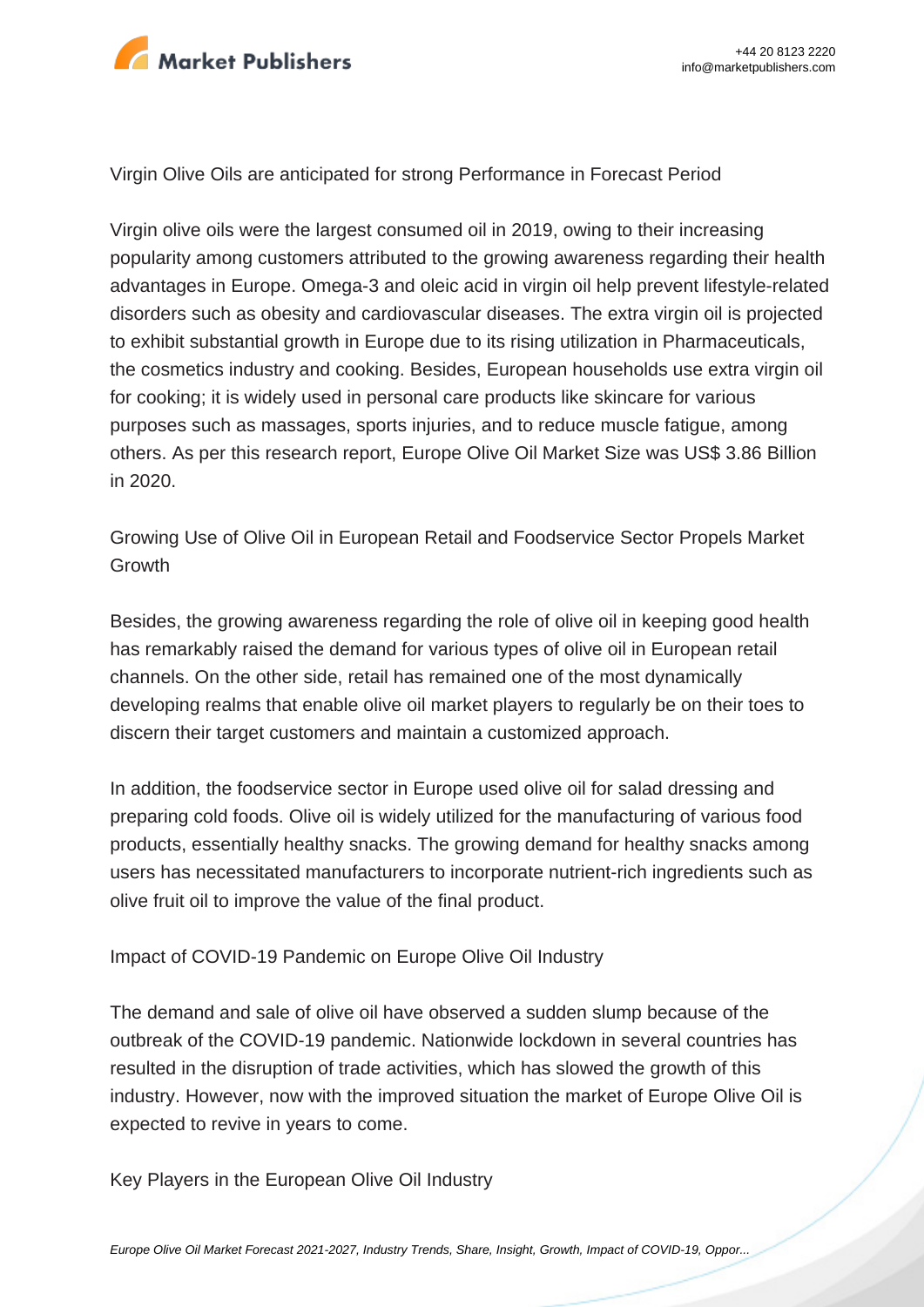## Virgin Olive Oils are anticipated for strong Performance in Forecast Period

Virgin olive oils were the largest consumed oil in 2019, owing to their increasing popularity among customers attributed to the growing awareness regarding their health advantages in Europe. Omega-3 and oleic acid in virgin oil help prevent lifestyle-related disorders such as obesity and cardiovascular diseases. The extra virgin oil is projected to exhibit substantial growth in Europe due to its rising utilization in Pharmaceuticals, the cosmetics industry and cooking. Besides, European households use extra virgin oil for cooking; it is widely used in personal care products like skincare for various purposes such as massages, sports injuries, and to reduce muscle fatigue, among others. As per this research report, Europe Olive Oil Market Size was US$ 3.86 Billion in 2020.

## Growing Use of Olive Oil in European Retail and Foodservice Sector Propels Market Growth

Besides, the growing awareness regarding the role of olive oil in keeping good health has remarkably raised the demand for various types of olive oil in European retail channels. On the other side, retail has remained one of the most dynamically developing realms that enable olive oil market players to regularly be on their toes to discern their target customers and maintain a customized approach.

In addition, the foodservice sector in Europe used olive oil for salad dressing and preparing cold foods. Olive oil is widely utilized for the manufacturing of various food products, essentially healthy snacks. The growing demand for healthy snacks among users has necessitated manufacturers to incorporate nutrient-rich ingredients such as olive fruit oil to improve the value of the final product.

## Impact of COVID-19 Pandemic on Europe Olive Oil Industry

The demand and sale of olive oil have observed a sudden slump because of the outbreak of the COVID-19 pandemic. Nationwide lockdown in several countries has resulted in the disruption of trade activities, which has slowed the growth of this industry. However, now with the improved situation the market of Europe Olive Oil is expected to revive in years to come.

## Key Players in the European Olive Oil Industry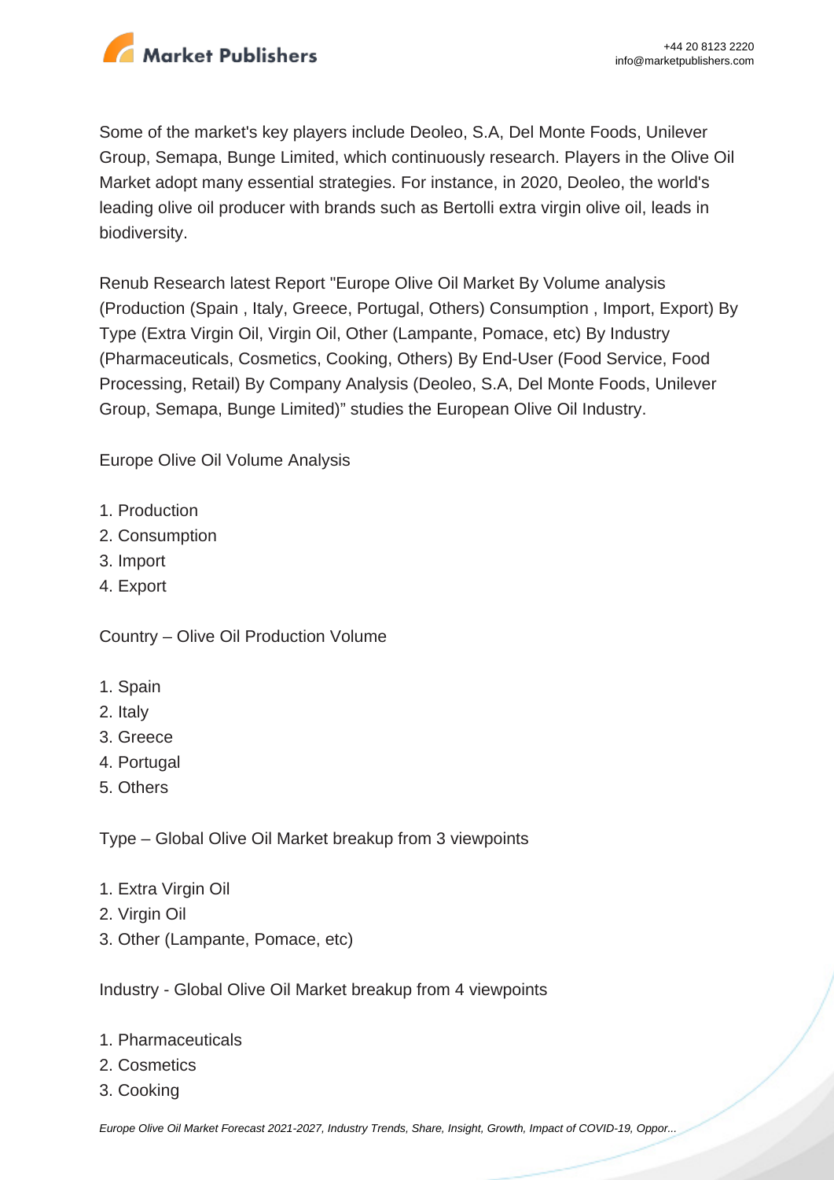Some of the market's key players include Deoleo, S.A, Del Monte Foods, Unilever Group, Semapa, Bunge Limited, which continuously research. Players in the Olive Oil Market adopt many essential strategies. For instance, in 2020, Deoleo, the world's leading olive oil producer with brands such as Bertolli extra virgin olive oil, leads in biodiversity.

Renub Research latest Report "Europe Olive Oil Market By Volume analysis (Production (Spain , Italy, Greece, Portugal, Others) Consumption , Import, Export) By Type (Extra Virgin Oil, Virgin Oil, Other (Lampante, Pomace, etc) By Industry (Pharmaceuticals, Cosmetics, Cooking, Others) By End-User (Food Service, Food Processing, Retail) By Company Analysis (Deoleo, S.A, Del Monte Foods, Unilever Group, Semapa, Bunge Limited)" studies the European Olive Oil Industry.

Europe Olive Oil Volume Analysis

1. Production
2. Consumption
3. Import
4. Export

Country – Olive Oil Production Volume

1. Spain
2. Italy
3. Greece
4. Portugal
5. Others

Type – Global Olive Oil Market breakup from 3 viewpoints

1. Extra Virgin Oil
2. Virgin Oil
3. Other (Lampante, Pomace, etc)

Industry - Global Olive Oil Market breakup from 4 viewpoints

1. Pharmaceuticals
2. Cosmetics
3. Cooking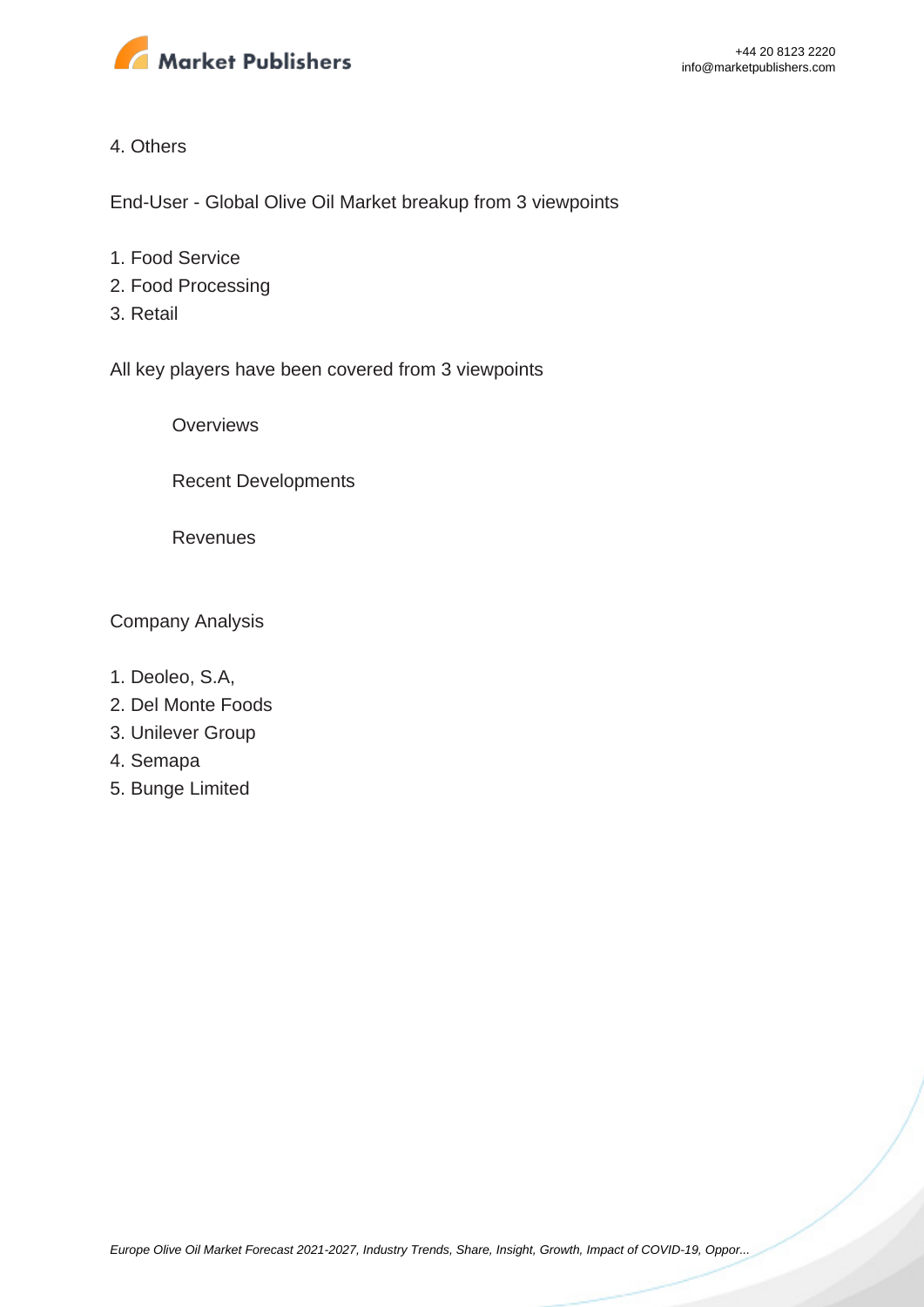4. Others

End-User - Global Olive Oil Market breakup from 3 viewpoints

1. Food Service
2. Food Processing
3. Retail

All key players have been covered from 3 viewpoints

- Overviews
- Recent Developments
- Revenues

Company Analysis

1. Deoleo, S.A,
2. Del Monte Foods
3. Unilever Group
4. Semapa
5. Bunge Limited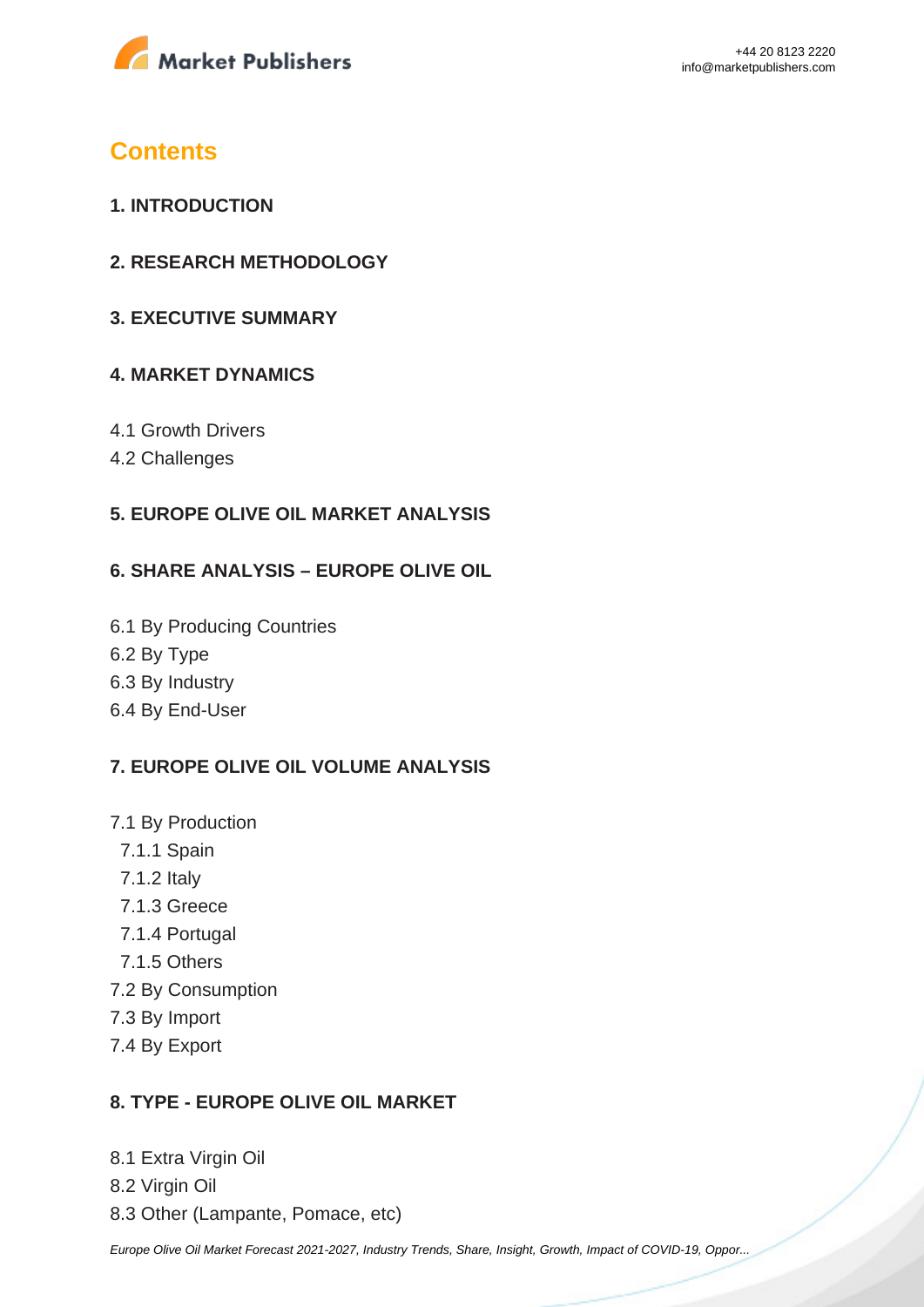## Contents

### 1. INTRODUCTION

### 2. RESEARCH METHODOLOGY

### 3. EXECUTIVE SUMMARY

### 4. MARKET DYNAMICS

4.1 Growth Drivers
4.2 Challenges

### 5. EUROPE OLIVE OIL MARKET ANALYSIS

### 6. SHARE ANALYSIS – EUROPE OLIVE OIL

6.1 By Producing Countries
6.2 By Type
6.3 By Industry
6.4 By End-User

### 7. EUROPE OLIVE OIL VOLUME ANALYSIS

7.1 By Production
- 7.1.1 Spain
- 7.1.2 Italy
- 7.1.3 Greece
- 7.1.4 Portugal
- 7.1.5 Others

7.2 By Consumption
7.3 By Import
7.4 By Export

### 8. TYPE - EUROPE OLIVE OIL MARKET

8.1 Extra Virgin Oil
8.2 Virgin Oil
8.3 Other (Lampante, Pomace, etc)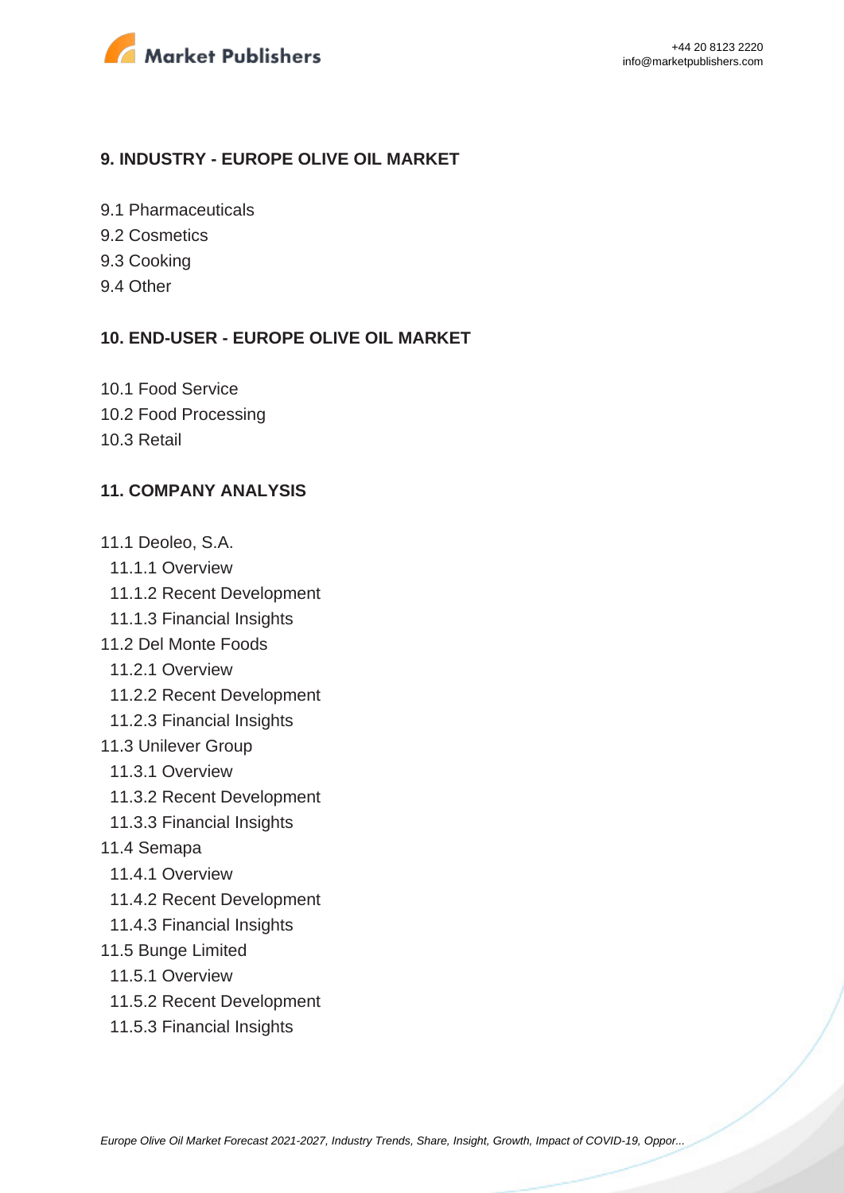## 9. INDUSTRY - EUROPE OLIVE OIL MARKET

9.1 Pharmaceuticals
9.2 Cosmetics
9.3 Cooking
9.4 Other

## 10. END-USER - EUROPE OLIVE OIL MARKET

10.1 Food Service
10.2 Food Processing
10.3 Retail

## 11. COMPANY ANALYSIS

11.1 Deoleo, S.A.
- 11.1.1 Overview
- 11.1.2 Recent Development
- 11.1.3 Financial Insights

11.2 Del Monte Foods
- 11.2.1 Overview
- 11.2.2 Recent Development
- 11.2.3 Financial Insights

11.3 Unilever Group
- 11.3.1 Overview
- 11.3.2 Recent Development
- 11.3.3 Financial Insights

11.4 Semapa
- 11.4.1 Overview
- 11.4.2 Recent Development
- 11.4.3 Financial Insights

11.5 Bunge Limited
- 11.5.1 Overview
- 11.5.2 Recent Development
- 11.5.3 Financial Insights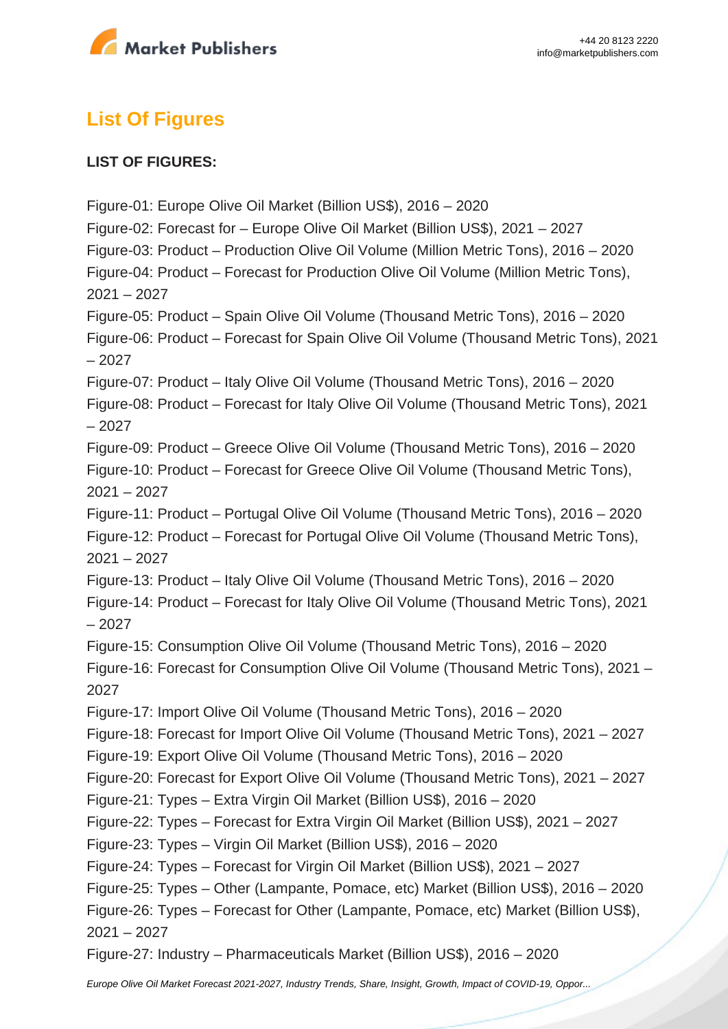## List Of Figures

**LIST OF FIGURES:**

Figure-01: Europe Olive Oil Market (Billion US$), 2016 – 2020
Figure-02: Forecast for – Europe Olive Oil Market (Billion US$), 2021 – 2027
Figure-03: Product – Production Olive Oil Volume (Million Metric Tons), 2016 – 2020
Figure-04: Product – Forecast for Production Olive Oil Volume (Million Metric Tons), 2021 – 2027
Figure-05: Product – Spain Olive Oil Volume (Thousand Metric Tons), 2016 – 2020
Figure-06: Product – Forecast for Spain Olive Oil Volume (Thousand Metric Tons), 2021 – 2027
Figure-07: Product – Italy Olive Oil Volume (Thousand Metric Tons), 2016 – 2020
Figure-08: Product – Forecast for Italy Olive Oil Volume (Thousand Metric Tons), 2021 – 2027
Figure-09: Product – Greece Olive Oil Volume (Thousand Metric Tons), 2016 – 2020
Figure-10: Product – Forecast for Greece Olive Oil Volume (Thousand Metric Tons), 2021 – 2027
Figure-11: Product – Portugal Olive Oil Volume (Thousand Metric Tons), 2016 – 2020
Figure-12: Product – Forecast for Portugal Olive Oil Volume (Thousand Metric Tons), 2021 – 2027
Figure-13: Product – Italy Olive Oil Volume (Thousand Metric Tons), 2016 – 2020
Figure-14: Product – Forecast for Italy Olive Oil Volume (Thousand Metric Tons), 2021 – 2027
Figure-15: Consumption Olive Oil Volume (Thousand Metric Tons), 2016 – 2020
Figure-16: Forecast for Consumption Olive Oil Volume (Thousand Metric Tons), 2021 – 2027
Figure-17: Import Olive Oil Volume (Thousand Metric Tons), 2016 – 2020
Figure-18: Forecast for Import Olive Oil Volume (Thousand Metric Tons), 2021 – 2027
Figure-19: Export Olive Oil Volume (Thousand Metric Tons), 2016 – 2020
Figure-20: Forecast for Export Olive Oil Volume (Thousand Metric Tons), 2021 – 2027
Figure-21: Types – Extra Virgin Oil Market (Billion US$), 2016 – 2020
Figure-22: Types – Forecast for Extra Virgin Oil Market (Billion US$), 2021 – 2027
Figure-23: Types – Virgin Oil Market (Billion US$), 2016 – 2020
Figure-24: Types – Forecast for Virgin Oil Market (Billion US$), 2021 – 2027
Figure-25: Types – Other (Lampante, Pomace, etc) Market (Billion US$), 2016 – 2020
Figure-26: Types – Forecast for Other (Lampante, Pomace, etc) Market (Billion US$), 2021 – 2027
Figure-27: Industry – Pharmaceuticals Market (Billion US$), 2016 – 2020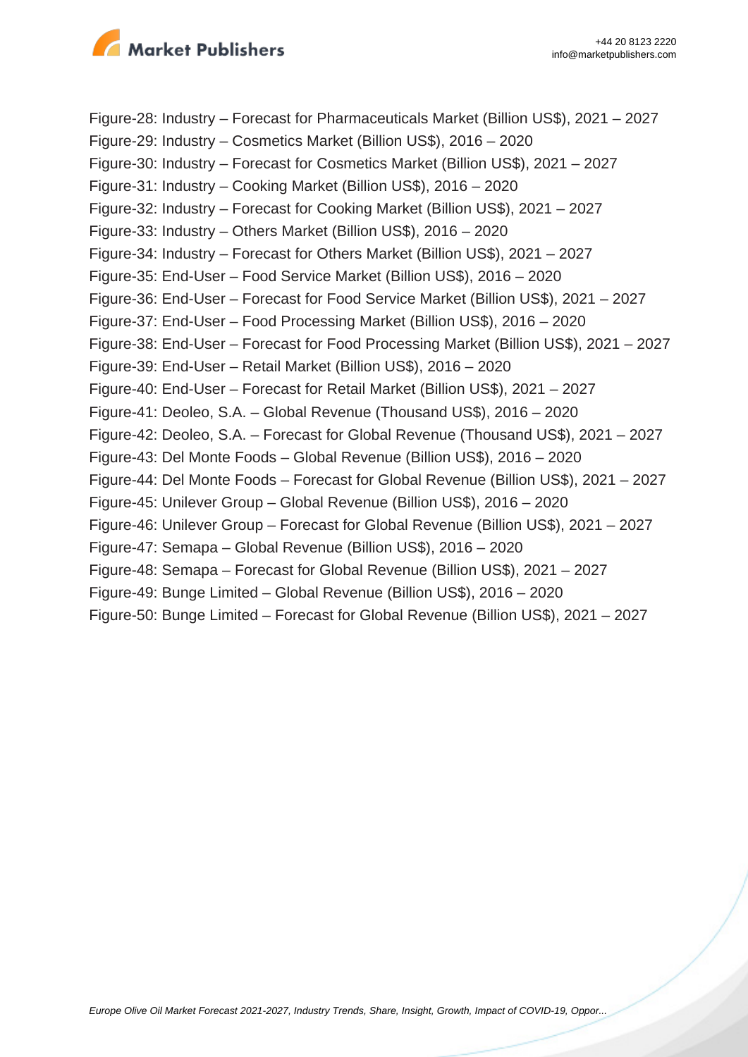Figure-28: Industry – Forecast for Pharmaceuticals Market (Billion US$), 2021 – 2027
Figure-29: Industry – Cosmetics Market (Billion US$), 2016 – 2020
Figure-30: Industry – Forecast for Cosmetics Market (Billion US$), 2021 – 2027
Figure-31: Industry – Cooking Market (Billion US$), 2016 – 2020
Figure-32: Industry – Forecast for Cooking Market (Billion US$), 2021 – 2027
Figure-33: Industry – Others Market (Billion US$), 2016 – 2020
Figure-34: Industry – Forecast for Others Market (Billion US$), 2021 – 2027
Figure-35: End-User – Food Service Market (Billion US$), 2016 – 2020
Figure-36: End-User – Forecast for Food Service Market (Billion US$), 2021 – 2027
Figure-37: End-User – Food Processing Market (Billion US$), 2016 – 2020
Figure-38: End-User – Forecast for Food Processing Market (Billion US$), 2021 – 2027
Figure-39: End-User – Retail Market (Billion US$), 2016 – 2020
Figure-40: End-User – Forecast for Retail Market (Billion US$), 2021 – 2027
Figure-41: Deoleo, S.A. – Global Revenue (Thousand US$), 2016 – 2020
Figure-42: Deoleo, S.A. – Forecast for Global Revenue (Thousand US$), 2021 – 2027
Figure-43: Del Monte Foods – Global Revenue (Billion US$), 2016 – 2020
Figure-44: Del Monte Foods – Forecast for Global Revenue (Billion US$), 2021 – 2027
Figure-45: Unilever Group – Global Revenue (Billion US$), 2016 – 2020
Figure-46: Unilever Group – Forecast for Global Revenue (Billion US$), 2021 – 2027
Figure-47: Semapa – Global Revenue (Billion US$), 2016 – 2020
Figure-48: Semapa – Forecast for Global Revenue (Billion US$), 2021 – 2027
Figure-49: Bunge Limited – Global Revenue (Billion US$), 2016 – 2020
Figure-50: Bunge Limited – Forecast for Global Revenue (Billion US$), 2021 – 2027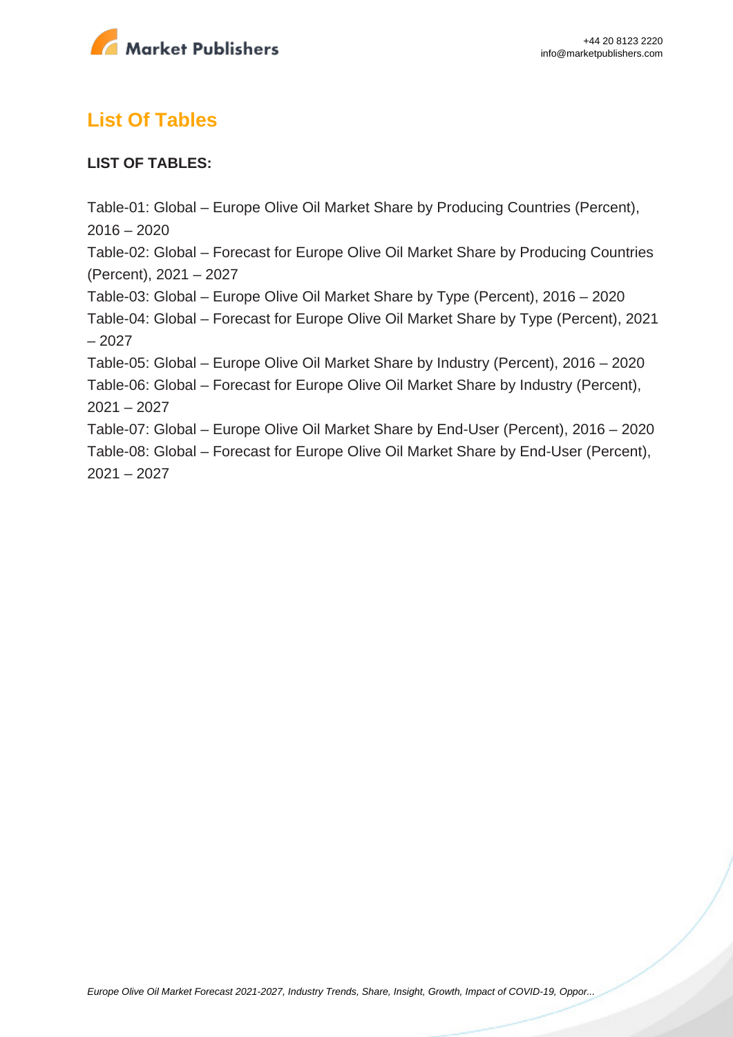## List Of Tables

**LIST OF TABLES:**

Table-01: Global – Europe Olive Oil Market Share by Producing Countries (Percent), 2016 – 2020
Table-02: Global – Forecast for Europe Olive Oil Market Share by Producing Countries (Percent), 2021 – 2027
Table-03: Global – Europe Olive Oil Market Share by Type (Percent), 2016 – 2020
Table-04: Global – Forecast for Europe Olive Oil Market Share by Type (Percent), 2021 – 2027
Table-05: Global – Europe Olive Oil Market Share by Industry (Percent), 2016 – 2020
Table-06: Global – Forecast for Europe Olive Oil Market Share by Industry (Percent), 2021 – 2027
Table-07: Global – Europe Olive Oil Market Share by End-User (Percent), 2016 – 2020
Table-08: Global – Forecast for Europe Olive Oil Market Share by End-User (Percent), 2021 – 2027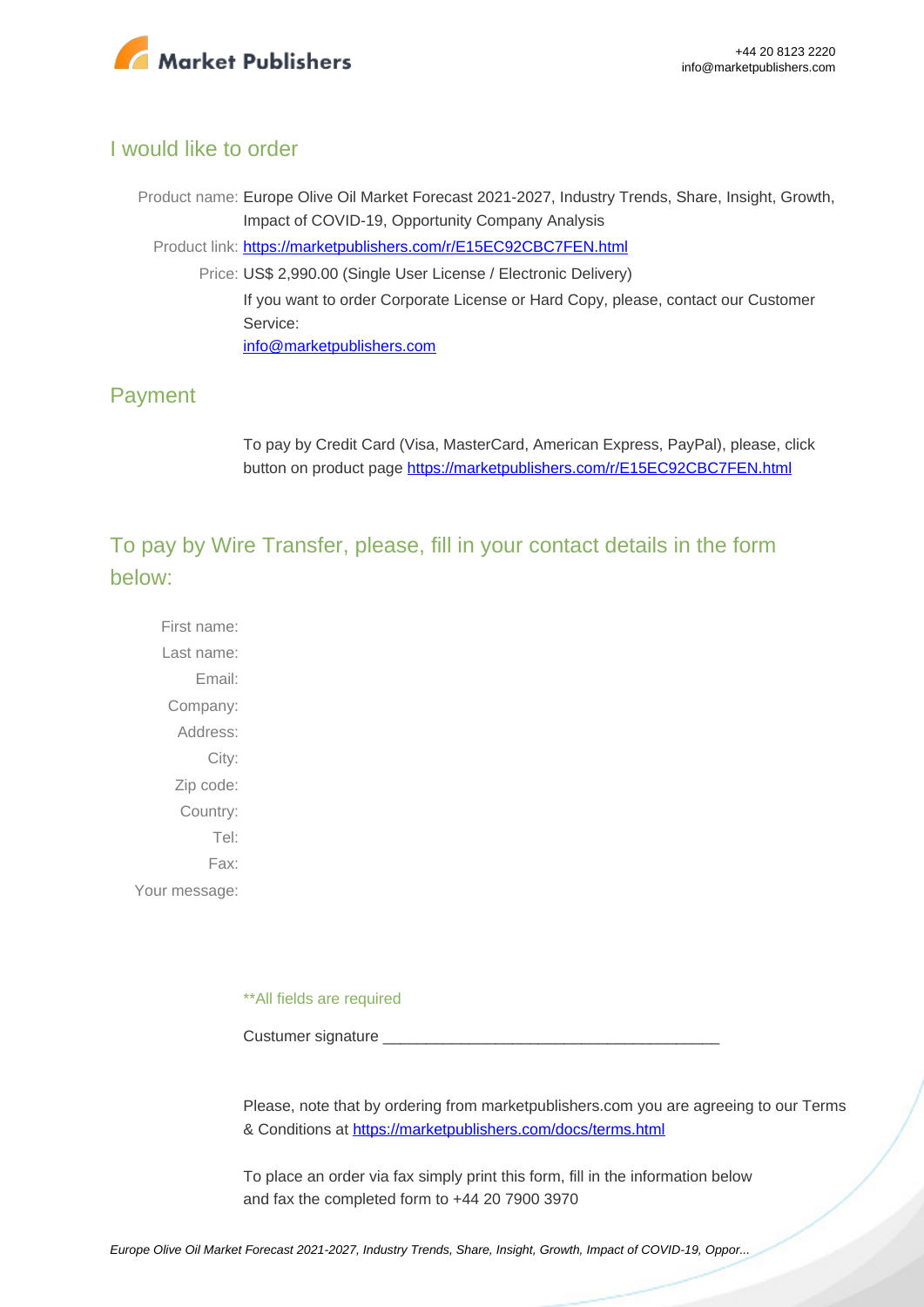## I would like to order

Product name: Europe Olive Oil Market Forecast 2021-2027, Industry Trends, Share, Insight, Growth, Impact of COVID-19, Opportunity Company Analysis

Product link: [https://marketpublishers.com/r/E15EC92CBC7FEN.html](https://marketpublishers.com/r/E15EC92CBC7FEN.html)

Price: US$ 2,990.00 (Single User License / Electronic Delivery)

If you want to order Corporate License or Hard Copy, please, contact our Customer Service:

[info@marketpublishers.com](mailto:info@marketpublishers.com)

## Payment

To pay by Credit Card (Visa, MasterCard, American Express, PayPal), please, click button on product page [https://marketpublishers.com/r/E15EC92CBC7FEN.html](https://marketpublishers.com/r/E15EC92CBC7FEN.html)

## To pay by Wire Transfer, please, fill in your contact details in the form below:

First name:
Last name:
Email:
Company:
Address:
City:
Zip code:
Country:
Tel:
Fax:
Your message:

**All fields are required

Custumer signature _______________________________________

Please, note that by ordering from marketpublishers.com you are agreeing to our Terms & Conditions at [https://marketpublishers.com/docs/terms.html](https://marketpublishers.com/docs/terms.html)

To place an order via fax simply print this form, fill in the information below and fax the completed form to +44 20 7900 3970